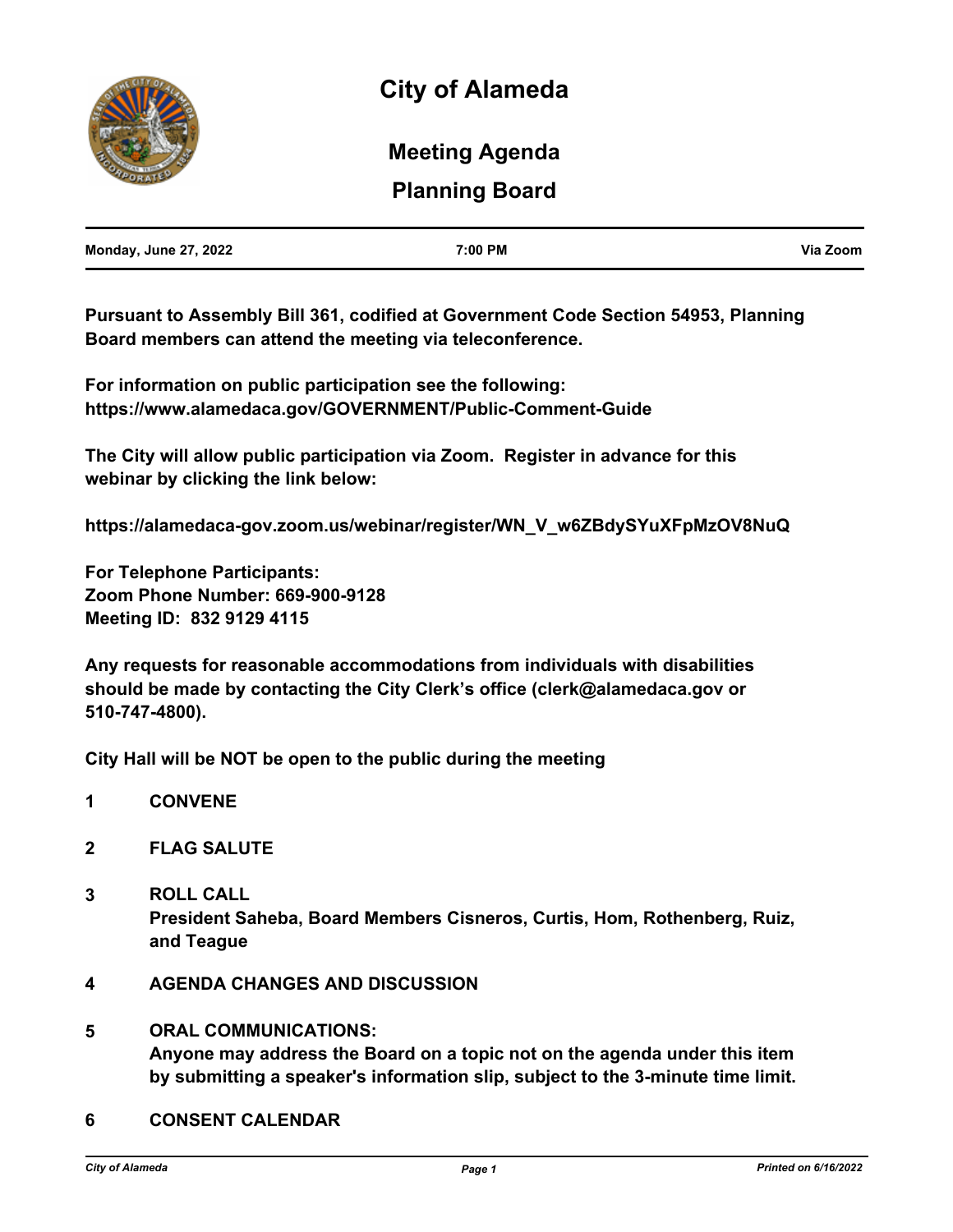# City of Alameda

## Meeting Agenda

## Planning Board

| Monday, June 27, 2022 | 7:00 PM | Via Zoom |
|---|---|---|

**Pursuant to Assembly Bill 361, codified at Government Code Section 54953, Planning Board members can attend the meeting via teleconference.**

**For information on public participation see the following: https://www.alamedaca.gov/GOVERNMENT/Public-Comment-Guide**

**The City will allow public participation via Zoom. Register in advance for this webinar by clicking the link below:**

**https://alamedaca-gov.zoom.us/webinar/register/WN_V_w6ZBdySYuXFpMzOV8NuQ**

**For Telephone Participants:**
**Zoom Phone Number: 669-900-9128**
**Meeting ID: 832 9129 4115**

**Any requests for reasonable accommodations from individuals with disabilities should be made by contacting the City Clerk's office (clerk@alamedaca.gov or 510-747-4800).**

**City Hall will be NOT be open to the public during the meeting**

**1 CONVENE**

**2 FLAG SALUTE**

**3 ROLL CALL**
**President Saheba, Board Members Cisneros, Curtis, Hom, Rothenberg, Ruiz, and Teague**

**4 AGENDA CHANGES AND DISCUSSION**

**5 ORAL COMMUNICATIONS:**
**Anyone may address the Board on a topic not on the agenda under this item by submitting a speaker's information slip, subject to the 3-minute time limit.**

**6 CONSENT CALENDAR**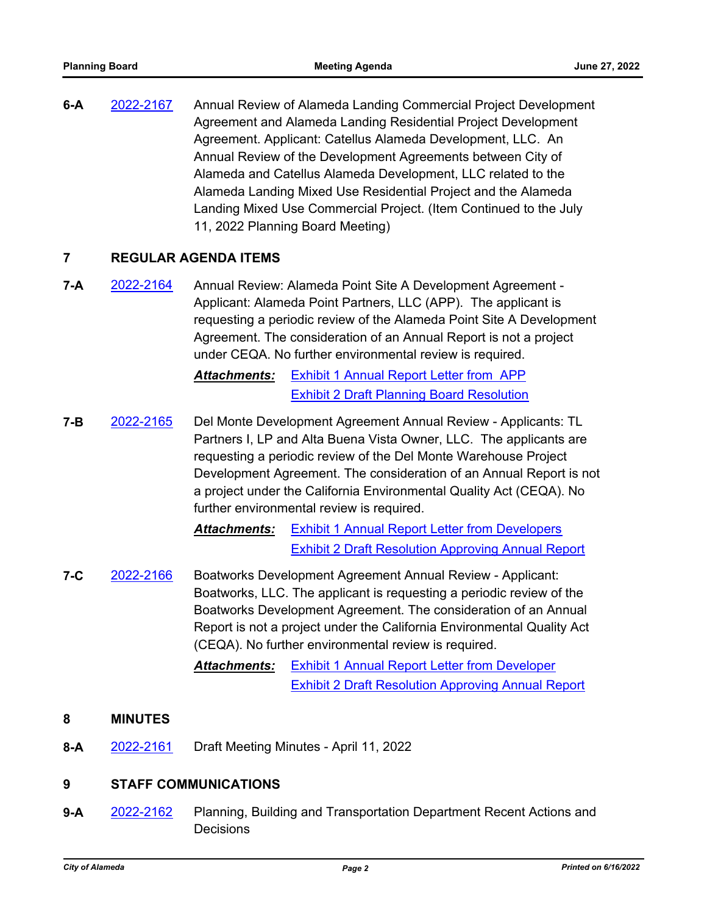**6-A** 2022-2167 Annual Review of Alameda Landing Commercial Project Development Agreement and Alameda Landing Residential Project Development Agreement. Applicant: Catellus Alameda Development, LLC. An Annual Review of the Development Agreements between City of Alameda and Catellus Alameda Development, LLC related to the Alameda Landing Mixed Use Residential Project and the Alameda Landing Mixed Use Commercial Project. (Item Continued to the July 11, 2022 Planning Board Meeting)

## 7 REGULAR AGENDA ITEMS

**7-A** 2022-2164 Annual Review: Alameda Point Site A Development Agreement - Applicant: Alameda Point Partners, LLC (APP). The applicant is requesting a periodic review of the Alameda Point Site A Development Agreement. The consideration of an Annual Report is not a project under CEQA. No further environmental review is required.

***Attachments:*** Exhibit 1 Annual Report Letter from APP
Exhibit 2 Draft Planning Board Resolution

**7-B** 2022-2165 Del Monte Development Agreement Annual Review - Applicants: TL Partners I, LP and Alta Buena Vista Owner, LLC. The applicants are requesting a periodic review of the Del Monte Warehouse Project Development Agreement. The consideration of an Annual Report is not a project under the California Environmental Quality Act (CEQA). No further environmental review is required.

***Attachments:*** Exhibit 1 Annual Report Letter from Developers
Exhibit 2 Draft Resolution Approving Annual Report

**7-C** 2022-2166 Boatworks Development Agreement Annual Review - Applicant: Boatworks, LLC. The applicant is requesting a periodic review of the Boatworks Development Agreement. The consideration of an Annual Report is not a project under the California Environmental Quality Act (CEQA). No further environmental review is required.

***Attachments:*** Exhibit 1 Annual Report Letter from Developer
Exhibit 2 Draft Resolution Approving Annual Report

## 8 MINUTES

**8-A** 2022-2161 Draft Meeting Minutes - April 11, 2022

## 9 STAFF COMMUNICATIONS

**9-A** 2022-2162 Planning, Building and Transportation Department Recent Actions and Decisions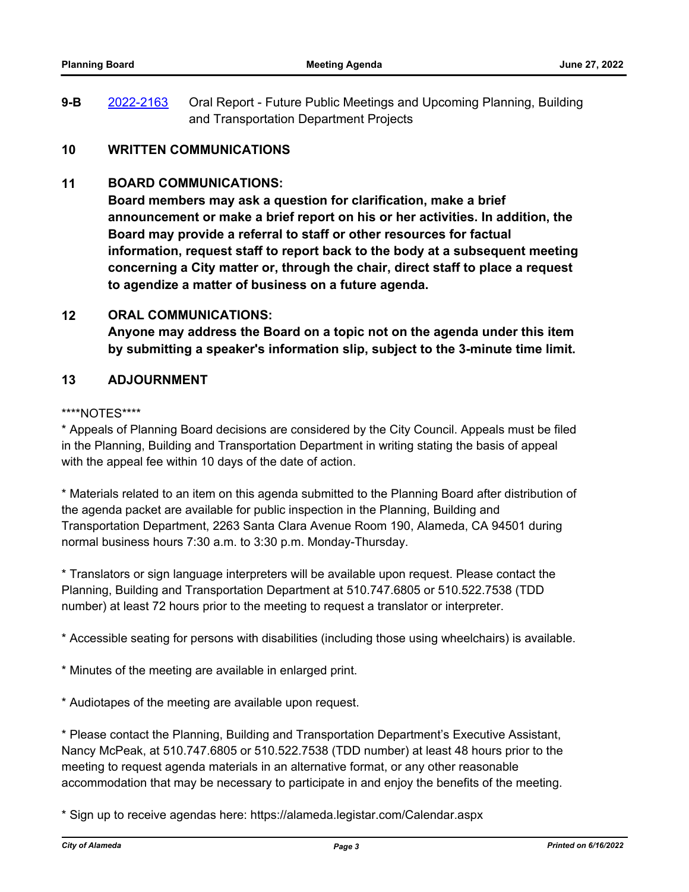**9-B** [2022-2163] Oral Report - Future Public Meetings and Upcoming Planning, Building and Transportation Department Projects

## 10 WRITTEN COMMUNICATIONS

## 11 BOARD COMMUNICATIONS:

**Board members may ask a question for clarification, make a brief announcement or make a brief report on his or her activities. In addition, the Board may provide a referral to staff or other resources for factual information, request staff to report back to the body at a subsequent meeting concerning a City matter or, through the chair, direct staff to place a request to agendize a matter of business on a future agenda.**

## 12 ORAL COMMUNICATIONS:

**Anyone may address the Board on a topic not on the agenda under this item by submitting a speaker's information slip, subject to the 3-minute time limit.**

## 13 ADJOURNMENT

****NOTES****

* Appeals of Planning Board decisions are considered by the City Council. Appeals must be filed in the Planning, Building and Transportation Department in writing stating the basis of appeal with the appeal fee within 10 days of the date of action.

* Materials related to an item on this agenda submitted to the Planning Board after distribution of the agenda packet are available for public inspection in the Planning, Building and Transportation Department, 2263 Santa Clara Avenue Room 190, Alameda, CA 94501 during normal business hours 7:30 a.m. to 3:30 p.m. Monday-Thursday.

* Translators or sign language interpreters will be available upon request. Please contact the Planning, Building and Transportation Department at 510.747.6805 or 510.522.7538 (TDD number) at least 72 hours prior to the meeting to request a translator or interpreter.

* Accessible seating for persons with disabilities (including those using wheelchairs) is available.

* Minutes of the meeting are available in enlarged print.

* Audiotapes of the meeting are available upon request.

* Please contact the Planning, Building and Transportation Department's Executive Assistant, Nancy McPeak, at 510.747.6805 or 510.522.7538 (TDD number) at least 48 hours prior to the meeting to request agenda materials in an alternative format, or any other reasonable accommodation that may be necessary to participate in and enjoy the benefits of the meeting.

* Sign up to receive agendas here: https://alameda.legistar.com/Calendar.aspx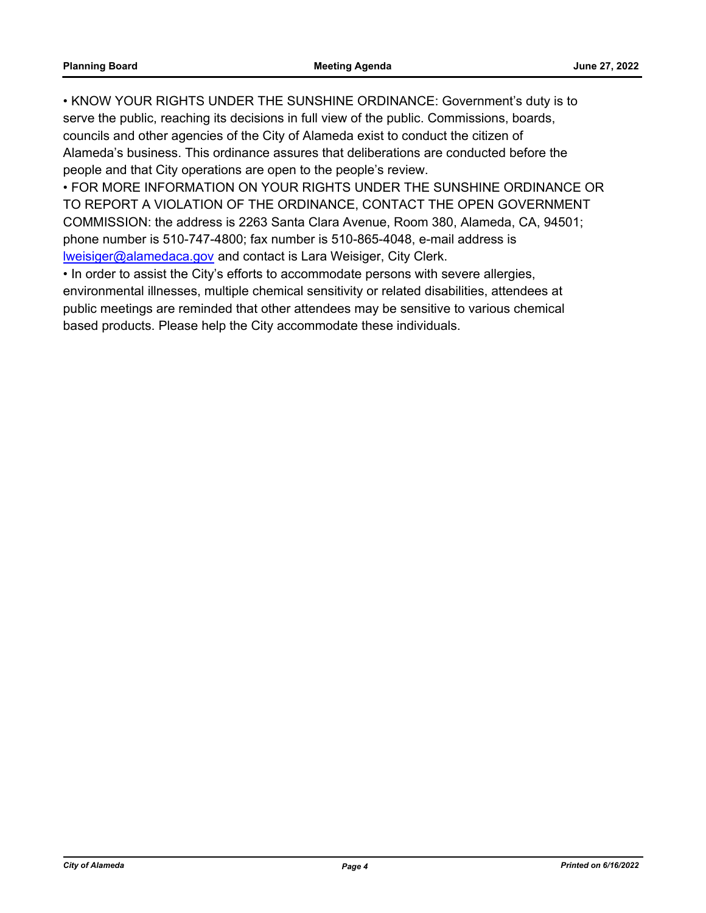- KNOW YOUR RIGHTS UNDER THE SUNSHINE ORDINANCE: Government's duty is to serve the public, reaching its decisions in full view of the public. Commissions, boards, councils and other agencies of the City of Alameda exist to conduct the citizen of Alameda's business. This ordinance assures that deliberations are conducted before the people and that City operations are open to the people's review.
- FOR MORE INFORMATION ON YOUR RIGHTS UNDER THE SUNSHINE ORDINANCE OR TO REPORT A VIOLATION OF THE ORDINANCE, CONTACT THE OPEN GOVERNMENT COMMISSION: the address is 2263 Santa Clara Avenue, Room 380, Alameda, CA, 94501; phone number is 510-747-4800; fax number is 510-865-4048, e-mail address is lweisiger@alamedaca.gov and contact is Lara Weisiger, City Clerk.
- In order to assist the City's efforts to accommodate persons with severe allergies, environmental illnesses, multiple chemical sensitivity or related disabilities, attendees at public meetings are reminded that other attendees may be sensitive to various chemical based products. Please help the City accommodate these individuals.